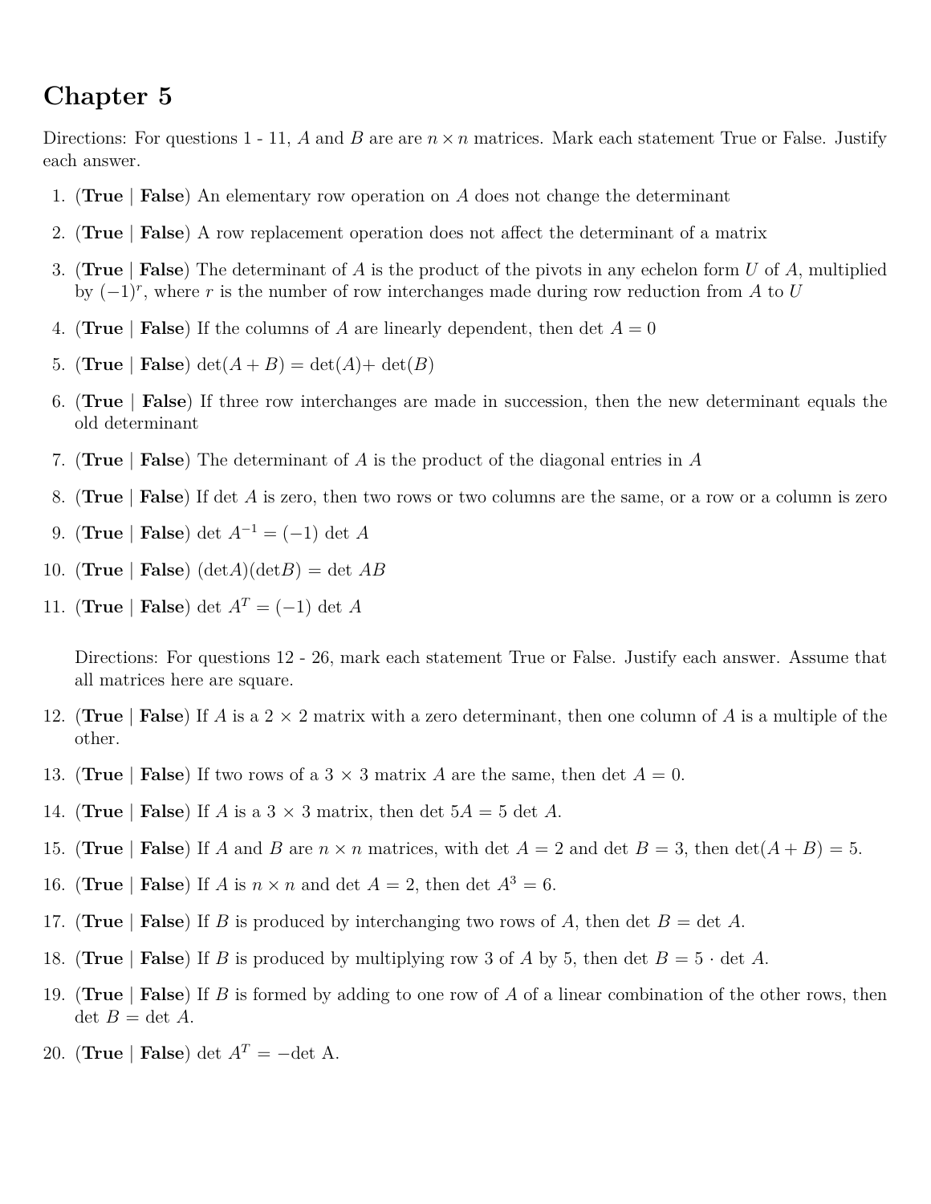# Chapter 5

Directions: For questions 1 - 11, $A$ and $B$ are are $n \times n$ matrices. Mark each statement True or False. Justify each answer.

1. (**True** | **False**) An elementary row operation on $A$ does not change the determinant
2. (**True** | **False**) A row replacement operation does not affect the determinant of a matrix
3. (**True** | **False**) The determinant of $A$ is the product of the pivots in any echelon form $U$ of $A$, multiplied by $(-1)^r$, where $r$ is the number of row interchanges made during row reduction from $A$ to $U$
4. (**True** | **False**) If the columns of $A$ are linearly dependent, then det $A = 0$
5. (**True** | **False**) $\det(A + B) = \det(A) + \det(B)$
6. (**True** | **False**) If three row interchanges are made in succession, then the new determinant equals the old determinant
7. (**True** | **False**) The determinant of $A$ is the product of the diagonal entries in $A$
8. (**True** | **False**) If det $A$ is zero, then two rows or two columns are the same, or a row or a column is zero
9. (**True** | **False**) det $A^{-1} = (-1)$ det $A$
10. (**True** | **False**) $(\det A)(\det B) = \det AB$
11. (**True** | **False**) det $A^T = (-1)$ det $A$

Directions: For questions 12 - 26, mark each statement True or False. Justify each answer. Assume that all matrices here are square.

12. (**True** | **False**) If $A$ is a $2 \times 2$ matrix with a zero determinant, then one column of $A$ is a multiple of the other.
13. (**True** | **False**) If two rows of a $3 \times 3$ matrix $A$ are the same, then det $A = 0$.
14. (**True** | **False**) If $A$ is a $3 \times 3$ matrix, then det $5A = 5$ det $A$.
15. (**True** | **False**) If $A$ and $B$ are $n \times n$ matrices, with det $A = 2$ and det $B = 3$, then $\det(A + B) = 5$.
16. (**True** | **False**) If $A$ is $n \times n$ and det $A = 2$, then det $A^3 = 6$.
17. (**True** | **False**) If $B$ is produced by interchanging two rows of $A$, then det $B =$ det $A$.
18. (**True** | **False**) If $B$ is produced by multiplying row 3 of $A$ by 5, then det $B = 5 \cdot$ det $A$.
19. (**True** | **False**) If $B$ is formed by adding to one row of $A$ of a linear combination of the other rows, then det $B =$ det $A$.
20. (**True** | **False**) det $A^T = -$det A.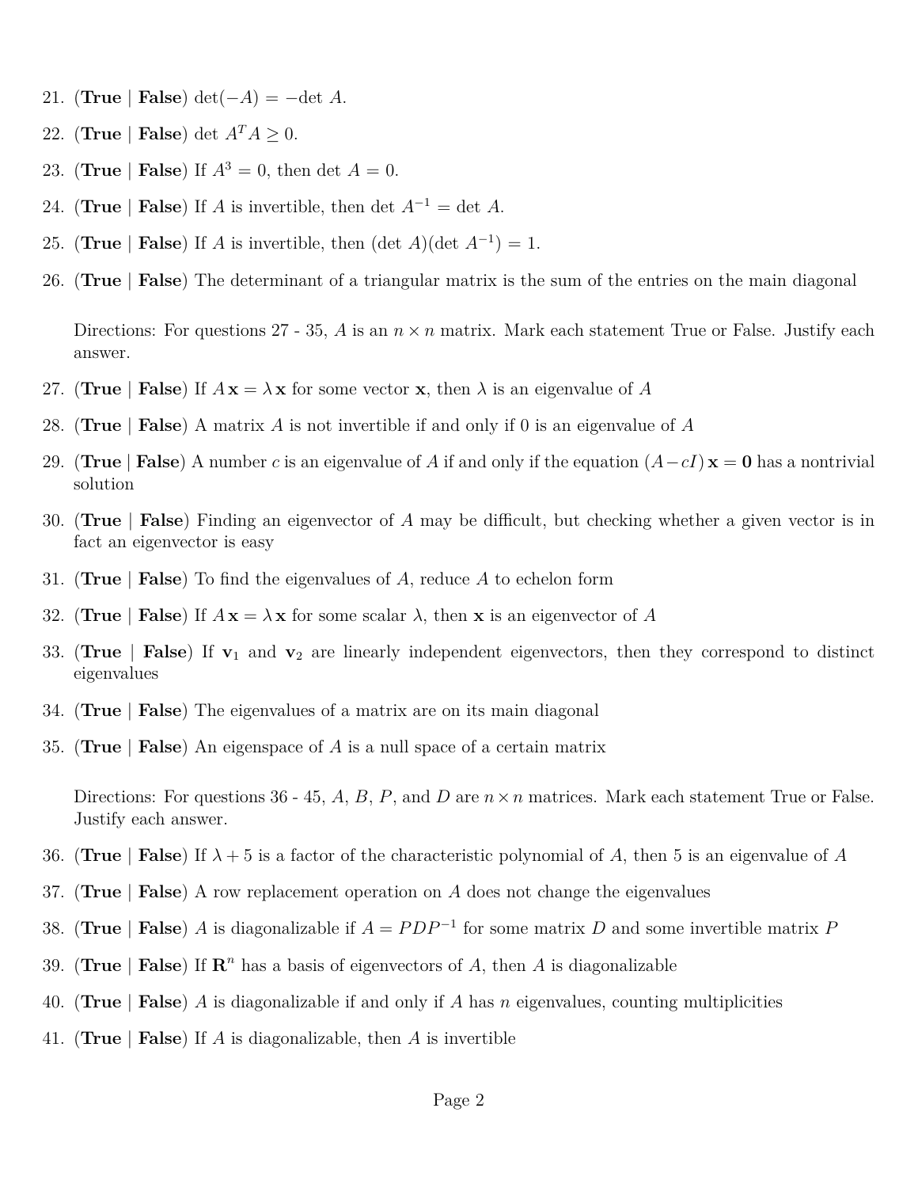21. (**True** | **False**) $\det(-A) = -\det A$.

22. (**True** | **False**) $\det A^T A \geq 0$.

23. (**True** | **False**) If $A^3 = 0$, then $\det A = 0$.

24. (**True** | **False**) If $A$ is invertible, then $\det A^{-1} = \det A$.

25. (**True** | **False**) If $A$ is invertible, then $(\det A)(\det A^{-1}) = 1$.

26. (**True** | **False**) The determinant of a triangular matrix is the sum of the entries on the main diagonal

Directions: For questions 27 - 35, $A$ is an $n \times n$ matrix. Mark each statement True or False. Justify each answer.

27. (**True** | **False**) If $A\mathbf{x} = \lambda\mathbf{x}$ for some vector $\mathbf{x}$, then $\lambda$ is an eigenvalue of $A$

28. (**True** | **False**) A matrix $A$ is not invertible if and only if 0 is an eigenvalue of $A$

29. (**True** | **False**) A number $c$ is an eigenvalue of $A$ if and only if the equation $(A - cI)\mathbf{x} = \mathbf{0}$ has a nontrivial solution

30. (**True** | **False**) Finding an eigenvector of $A$ may be difficult, but checking whether a given vector is in fact an eigenvector is easy

31. (**True** | **False**) To find the eigenvalues of $A$, reduce $A$ to echelon form

32. (**True** | **False**) If $A\mathbf{x} = \lambda\mathbf{x}$ for some scalar $\lambda$, then $\mathbf{x}$ is an eigenvector of $A$

33. (**True** | **False**) If $\mathbf{v}_1$ and $\mathbf{v}_2$ are linearly independent eigenvectors, then they correspond to distinct eigenvalues

34. (**True** | **False**) The eigenvalues of a matrix are on its main diagonal

35. (**True** | **False**) An eigenspace of $A$ is a null space of a certain matrix

Directions: For questions 36 - 45, $A$, $B$, $P$, and $D$ are $n \times n$ matrices. Mark each statement True or False. Justify each answer.

36. (**True** | **False**) If $\lambda + 5$ is a factor of the characteristic polynomial of $A$, then 5 is an eigenvalue of $A$

37. (**True** | **False**) A row replacement operation on $A$ does not change the eigenvalues

38. (**True** | **False**) $A$ is diagonalizable if $A = PDP^{-1}$ for some matrix $D$ and some invertible matrix $P$

39. (**True** | **False**) If $\mathbf{R}^n$ has a basis of eigenvectors of $A$, then $A$ is diagonalizable

40. (**True** | **False**) $A$ is diagonalizable if and only if $A$ has $n$ eigenvalues, counting multiplicities

41. (**True** | **False**) If $A$ is diagonalizable, then $A$ is invertible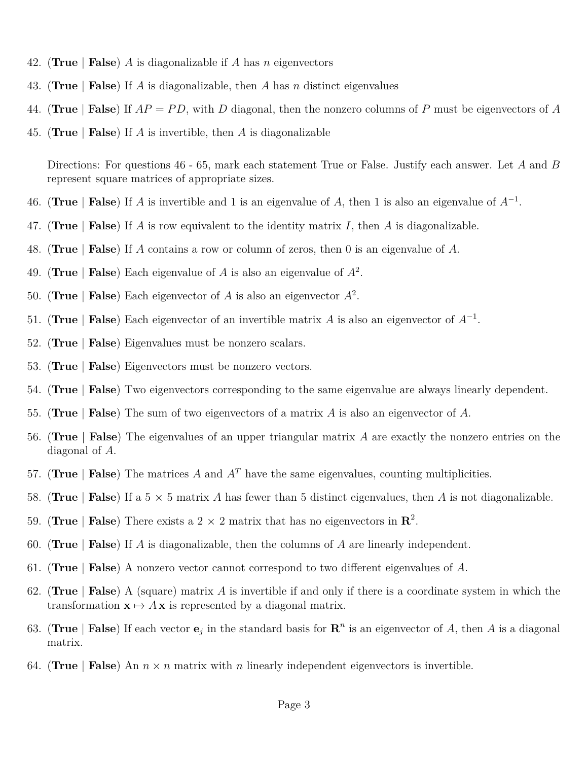42. (**True** | **False**) $A$ is diagonalizable if $A$ has $n$ eigenvectors

43. (**True** | **False**) If $A$ is diagonalizable, then $A$ has $n$ distinct eigenvalues

44. (**True** | **False**) If $AP = PD$, with $D$ diagonal, then the nonzero columns of $P$ must be eigenvectors of $A$

45. (**True** | **False**) If $A$ is invertible, then $A$ is diagonalizable

Directions: For questions 46 - 65, mark each statement True or False. Justify each answer. Let $A$ and $B$ represent square matrices of appropriate sizes.

46. (**True** | **False**) If $A$ is invertible and 1 is an eigenvalue of $A$, then 1 is also an eigenvalue of $A^{-1}$.

47. (**True** | **False**) If $A$ is row equivalent to the identity matrix $I$, then $A$ is diagonalizable.

48. (**True** | **False**) If $A$ contains a row or column of zeros, then 0 is an eigenvalue of $A$.

49. (**True** | **False**) Each eigenvalue of $A$ is also an eigenvalue of $A^2$.

50. (**True** | **False**) Each eigenvector of $A$ is also an eigenvector $A^2$.

51. (**True** | **False**) Each eigenvector of an invertible matrix $A$ is also an eigenvector of $A^{-1}$.

52. (**True** | **False**) Eigenvalues must be nonzero scalars.

53. (**True** | **False**) Eigenvectors must be nonzero vectors.

54. (**True** | **False**) Two eigenvectors corresponding to the same eigenvalue are always linearly dependent.

55. (**True** | **False**) The sum of two eigenvectors of a matrix $A$ is also an eigenvector of $A$.

56. (**True** | **False**) The eigenvalues of an upper triangular matrix $A$ are exactly the nonzero entries on the diagonal of $A$.

57. (**True** | **False**) The matrices $A$ and $A^T$ have the same eigenvalues, counting multiplicities.

58. (**True** | **False**) If a $5 \times 5$ matrix $A$ has fewer than 5 distinct eigenvalues, then $A$ is not diagonalizable.

59. (**True** | **False**) There exists a $2 \times 2$ matrix that has no eigenvectors in $\mathbf{R}^2$.

60. (**True** | **False**) If $A$ is diagonalizable, then the columns of $A$ are linearly independent.

61. (**True** | **False**) A nonzero vector cannot correspond to two different eigenvalues of $A$.

62. (**True** | **False**) A (square) matrix $A$ is invertible if and only if there is a coordinate system in which the transformation $\mathbf{x} \mapsto A\mathbf{x}$ is represented by a diagonal matrix.

63. (**True** | **False**) If each vector $\mathbf{e}_j$ in the standard basis for $\mathbf{R}^n$ is an eigenvector of $A$, then $A$ is a diagonal matrix.

64. (**True** | **False**) An $n \times n$ matrix with $n$ linearly independent eigenvectors is invertible.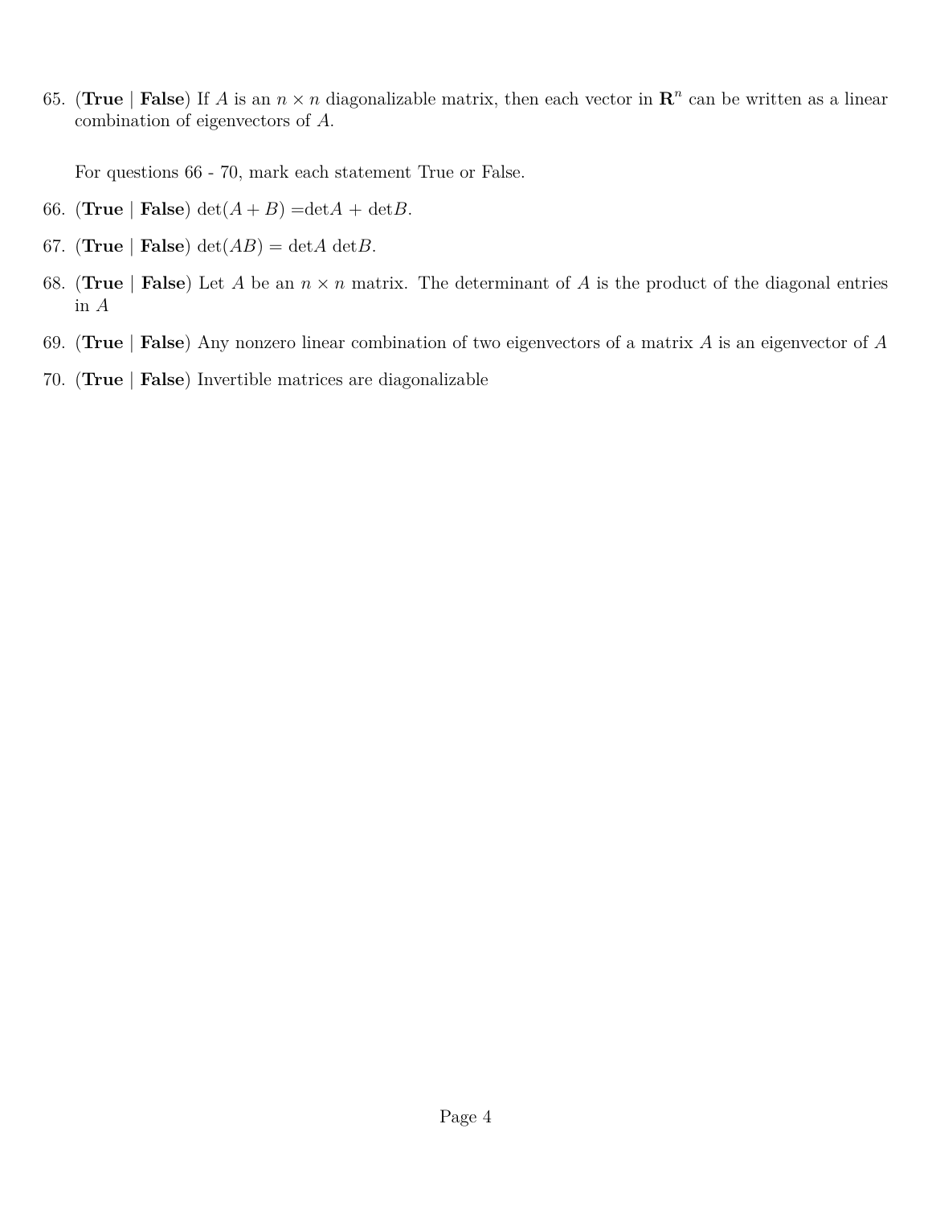65. (**True** | **False**) If $A$ is an $n \times n$ diagonalizable matrix, then each vector in $\mathbf{R}^n$ can be written as a linear combination of eigenvectors of $A$.

    For questions 66 - 70, mark each statement True or False.

66. (**True** | **False**) $\det(A + B) = \det A + \det B$.

67. (**True** | **False**) $\det(AB) = \det A \det B$.

68. (**True** | **False**) Let $A$ be an $n \times n$ matrix. The determinant of $A$ is the product of the diagonal entries in $A$

69. (**True** | **False**) Any nonzero linear combination of two eigenvectors of a matrix $A$ is an eigenvector of $A$

70. (**True** | **False**) Invertible matrices are diagonalizable